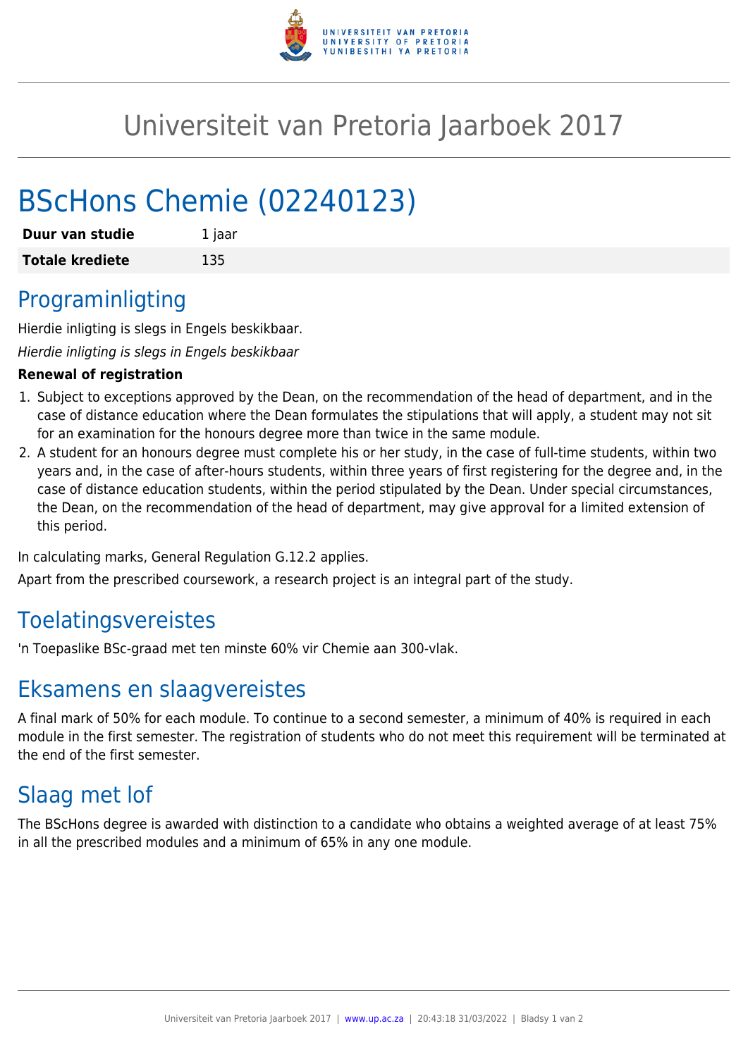# Universiteit van Pretoria Jaarboek 2017

# BScHons Chemie (02240123)

| Duur van studie | 1 jaar |
|---|---|
| **Totale krediete** | 135 |

## Programinligting

Hierdie inligting is slegs in Engels beskikbaar.

*Hierdie inligting is slegs in Engels beskikbaar*

**Renewal of registration**

1. Subject to exceptions approved by the Dean, on the recommendation of the head of department, and in the case of distance education where the Dean formulates the stipulations that will apply, a student may not sit for an examination for the honours degree more than twice in the same module.
2. A student for an honours degree must complete his or her study, in the case of full-time students, within two years and, in the case of after-hours students, within three years of first registering for the degree and, in the case of distance education students, within the period stipulated by the Dean. Under special circumstances, the Dean, on the recommendation of the head of department, may give approval for a limited extension of this period.

In calculating marks, General Regulation G.12.2 applies.

Apart from the prescribed coursework, a research project is an integral part of the study.

## Toelatingsvereistes

'n Toepaslike BSc-graad met ten minste 60% vir Chemie aan 300-vlak.

## Eksamens en slaagvereistes

A final mark of 50% for each module. To continue to a second semester, a minimum of 40% is required in each module in the first semester. The registration of students who do not meet this requirement will be terminated at the end of the first semester.

## Slaag met lof

The BScHons degree is awarded with distinction to a candidate who obtains a weighted average of at least 75% in all the prescribed modules and a minimum of 65% in any one module.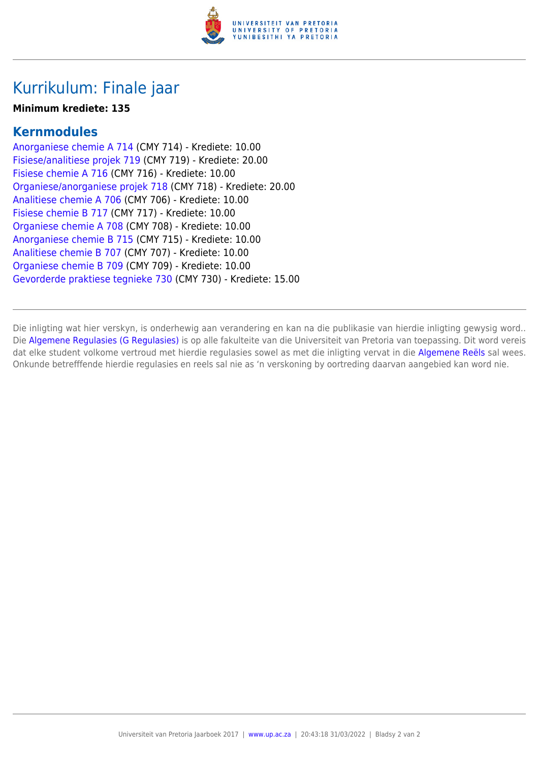# Kurrikulum: Finale jaar

**Minimum krediete: 135**

## Kernmodules

Anorganiese chemie A 714 (CMY 714) - Krediete: 10.00
Fisiese/analitiese projek 719 (CMY 719) - Krediete: 20.00
Fisiese chemie A 716 (CMY 716) - Krediete: 10.00
Organiese/anorganiese projek 718 (CMY 718) - Krediete: 20.00
Analitiese chemie A 706 (CMY 706) - Krediete: 10.00
Fisiese chemie B 717 (CMY 717) - Krediete: 10.00
Organiese chemie A 708 (CMY 708) - Krediete: 10.00
Anorganiese chemie B 715 (CMY 715) - Krediete: 10.00
Analitiese chemie B 707 (CMY 707) - Krediete: 10.00
Organiese chemie B 709 (CMY 709) - Krediete: 10.00
Gevorderde praktiese tegnieke 730 (CMY 730) - Krediete: 15.00

---

Die inligting wat hier verskyn, is onderhewig aan verandering en kan na die publikasie van hierdie inligting gewysig word.. Die Algemene Regulasies (G Regulasies) is op alle fakulteite van die Universiteit van Pretoria van toepassing. Dit word vereis dat elke student volkome vertroud met hierdie regulasies sowel as met die inligting vervat in die Algemene Reëls sal wees. Onkunde betrefffende hierdie regulasies en reels sal nie as 'n verskoning by oortreding daarvan aangebied kan word nie.